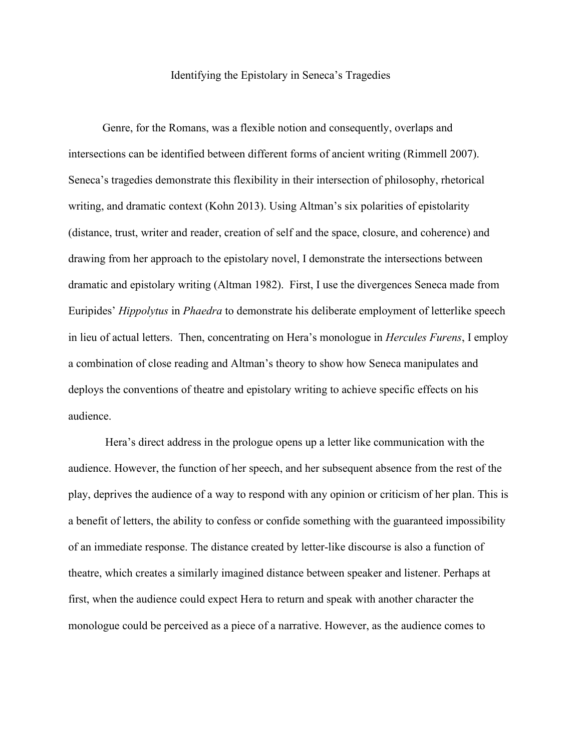# Identifying the Epistolary in Seneca's Tragedies

Genre, for the Romans, was a flexible notion and consequently, overlaps and intersections can be identified between different forms of ancient writing (Rimmell 2007). Seneca's tragedies demonstrate this flexibility in their intersection of philosophy, rhetorical writing, and dramatic context (Kohn 2013). Using Altman's six polarities of epistolarity (distance, trust, writer and reader, creation of self and the space, closure, and coherence) and drawing from her approach to the epistolary novel, I demonstrate the intersections between dramatic and epistolary writing (Altman 1982). First, I use the divergences Seneca made from Euripides' *Hippolytus* in *Phaedra* to demonstrate his deliberate employment of letterlike speech in lieu of actual letters. Then, concentrating on Hera's monologue in *Hercules Furens*, I employ a combination of close reading and Altman's theory to show how Seneca manipulates and deploys the conventions of theatre and epistolary writing to achieve specific effects on his audience.

Hera's direct address in the prologue opens up a letter like communication with the audience. However, the function of her speech, and her subsequent absence from the rest of the play, deprives the audience of a way to respond with any opinion or criticism of her plan. This is a benefit of letters, the ability to confess or confide something with the guaranteed impossibility of an immediate response. The distance created by letter-like discourse is also a function of theatre, which creates a similarly imagined distance between speaker and listener. Perhaps at first, when the audience could expect Hera to return and speak with another character the monologue could be perceived as a piece of a narrative. However, as the audience comes to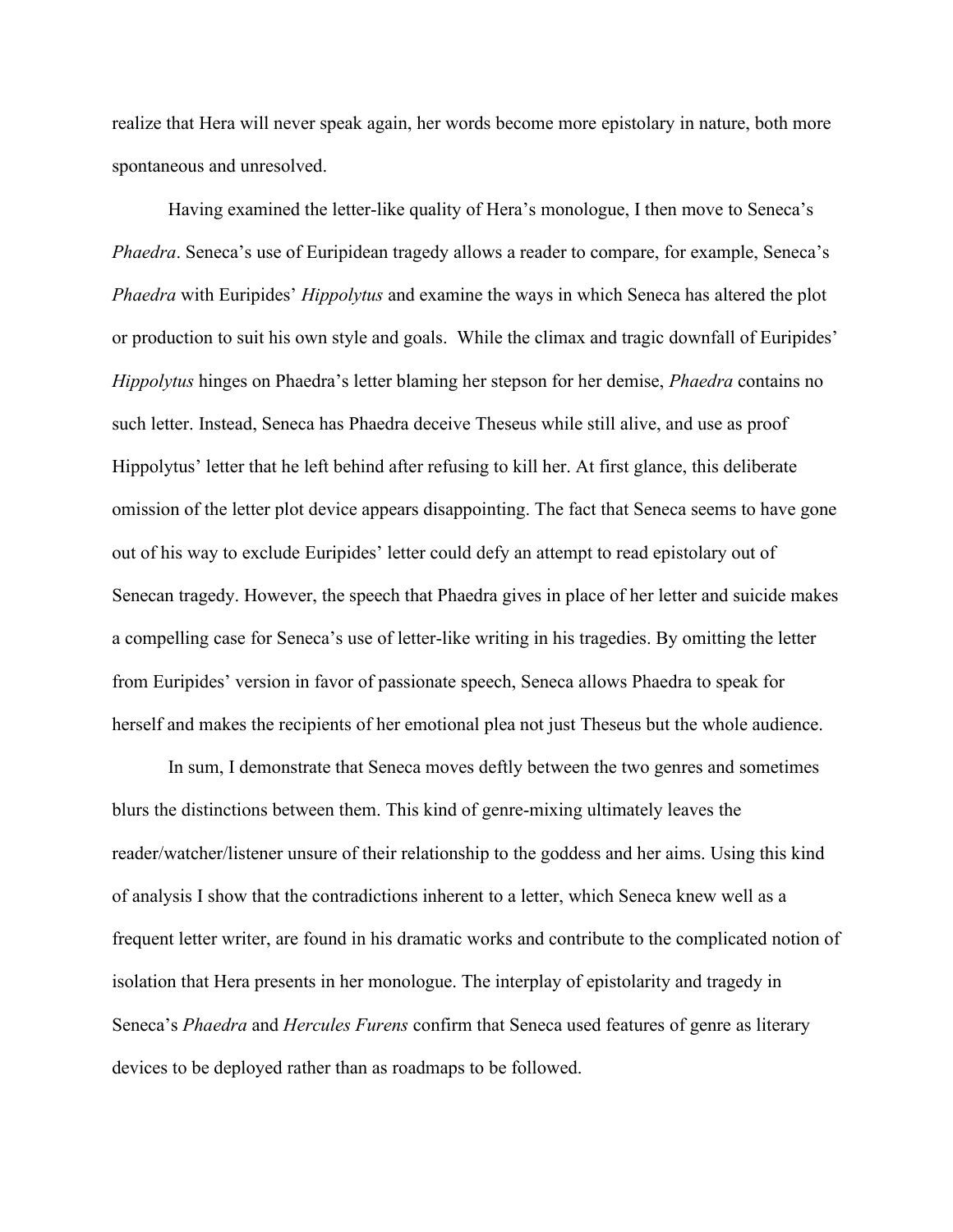realize that Hera will never speak again, her words become more epistolary in nature, both more spontaneous and unresolved.

Having examined the letter-like quality of Hera's monologue, I then move to Seneca's *Phaedra*. Seneca's use of Euripidean tragedy allows a reader to compare, for example, Seneca's *Phaedra* with Euripides' *Hippolytus* and examine the ways in which Seneca has altered the plot or production to suit his own style and goals. While the climax and tragic downfall of Euripides' *Hippolytus* hinges on Phaedra's letter blaming her stepson for her demise, *Phaedra* contains no such letter. Instead, Seneca has Phaedra deceive Theseus while still alive, and use as proof Hippolytus' letter that he left behind after refusing to kill her. At first glance, this deliberate omission of the letter plot device appears disappointing. The fact that Seneca seems to have gone out of his way to exclude Euripides' letter could defy an attempt to read epistolary out of Senecan tragedy. However, the speech that Phaedra gives in place of her letter and suicide makes a compelling case for Seneca's use of letter-like writing in his tragedies. By omitting the letter from Euripides' version in favor of passionate speech, Seneca allows Phaedra to speak for herself and makes the recipients of her emotional plea not just Theseus but the whole audience.

In sum, I demonstrate that Seneca moves deftly between the two genres and sometimes blurs the distinctions between them. This kind of genre-mixing ultimately leaves the reader/watcher/listener unsure of their relationship to the goddess and her aims. Using this kind of analysis I show that the contradictions inherent to a letter, which Seneca knew well as a frequent letter writer, are found in his dramatic works and contribute to the complicated notion of isolation that Hera presents in her monologue. The interplay of epistolarity and tragedy in Seneca's *Phaedra* and *Hercules Furens* confirm that Seneca used features of genre as literary devices to be deployed rather than as roadmaps to be followed.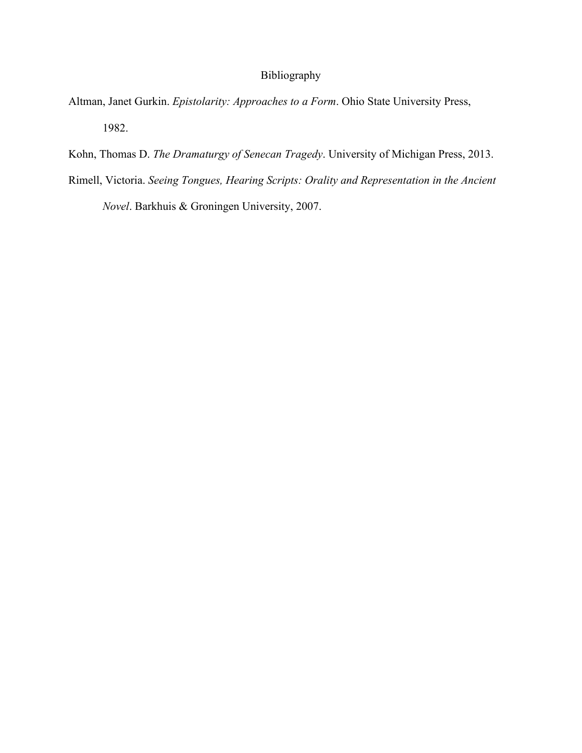# Bibliography

Altman, Janet Gurkin. *Epistolarity: Approaches to a Form*. Ohio State University Press, 1982.

Kohn, Thomas D. *The Dramaturgy of Senecan Tragedy*. University of Michigan Press, 2013.

Rimell, Victoria. *Seeing Tongues, Hearing Scripts: Orality and Representation in the Ancient Novel*. Barkhuis & Groningen University, 2007.